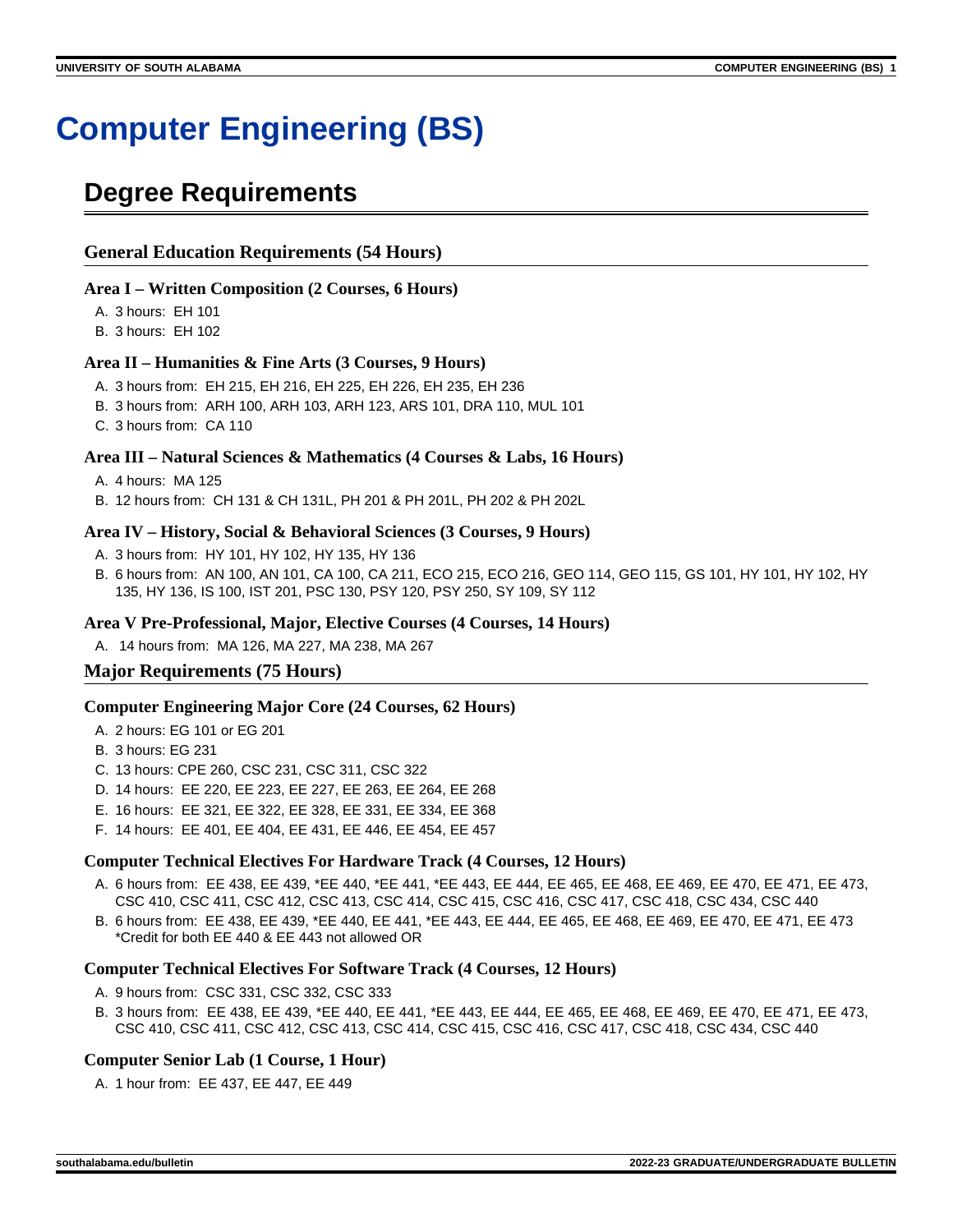# Computer Engineering (BS)

## Degree Requirements

### General Education Requirements (54 Hours)

#### Area I – Written Composition (2 Courses, 6 Hours)

A. 3 hours: EH 101
B. 3 hours: EH 102

#### Area II – Humanities & Fine Arts (3 Courses, 9 Hours)

A. 3 hours from: EH 215, EH 216, EH 225, EH 226, EH 235, EH 236
B. 3 hours from: ARH 100, ARH 103, ARH 123, ARS 101, DRA 110, MUL 101
C. 3 hours from: CA 110

#### Area III – Natural Sciences & Mathematics (4 Courses & Labs, 16 Hours)

A. 4 hours: MA 125
B. 12 hours from: CH 131 & CH 131L, PH 201 & PH 201L, PH 202 & PH 202L

#### Area IV – History, Social & Behavioral Sciences (3 Courses, 9 Hours)

A. 3 hours from: HY 101, HY 102, HY 135, HY 136
B. 6 hours from: AN 100, AN 101, CA 100, CA 211, ECO 215, ECO 216, GEO 114, GEO 115, GS 101, HY 101, HY 102, HY 135, HY 136, IS 100, IST 201, PSC 130, PSY 120, PSY 250, SY 109, SY 112

#### Area V Pre-Professional, Major, Elective Courses (4 Courses, 14 Hours)

A. 14 hours from: MA 126, MA 227, MA 238, MA 267

### Major Requirements (75 Hours)

#### Computer Engineering Major Core (24 Courses, 62 Hours)

A. 2 hours: EG 101 or EG 201
B. 3 hours: EG 231
C. 13 hours: CPE 260, CSC 231, CSC 311, CSC 322
D. 14 hours: EE 220, EE 223, EE 227, EE 263, EE 264, EE 268
E. 16 hours: EE 321, EE 322, EE 328, EE 331, EE 334, EE 368
F. 14 hours: EE 401, EE 404, EE 431, EE 446, EE 454, EE 457

#### Computer Technical Electives For Hardware Track (4 Courses, 12 Hours)

A. 6 hours from: EE 438, EE 439, *EE 440, *EE 441, *EE 443, EE 444, EE 465, EE 468, EE 469, EE 470, EE 471, EE 473, CSC 410, CSC 411, CSC 412, CSC 413, CSC 414, CSC 415, CSC 416, CSC 417, CSC 418, CSC 434, CSC 440
B. 6 hours from: EE 438, EE 439, *EE 440, EE 441, *EE 443, EE 444, EE 465, EE 468, EE 469, EE 470, EE 471, EE 473 *Credit for both EE 440 & EE 443 not allowed OR

#### Computer Technical Electives For Software Track (4 Courses, 12 Hours)

A. 9 hours from: CSC 331, CSC 332, CSC 333
B. 3 hours from: EE 438, EE 439, *EE 440, EE 441, *EE 443, EE 444, EE 465, EE 468, EE 469, EE 470, EE 471, EE 473, CSC 410, CSC 411, CSC 412, CSC 413, CSC 414, CSC 415, CSC 416, CSC 417, CSC 418, CSC 434, CSC 440

#### Computer Senior Lab (1 Course, 1 Hour)

A. 1 hour from: EE 437, EE 447, EE 449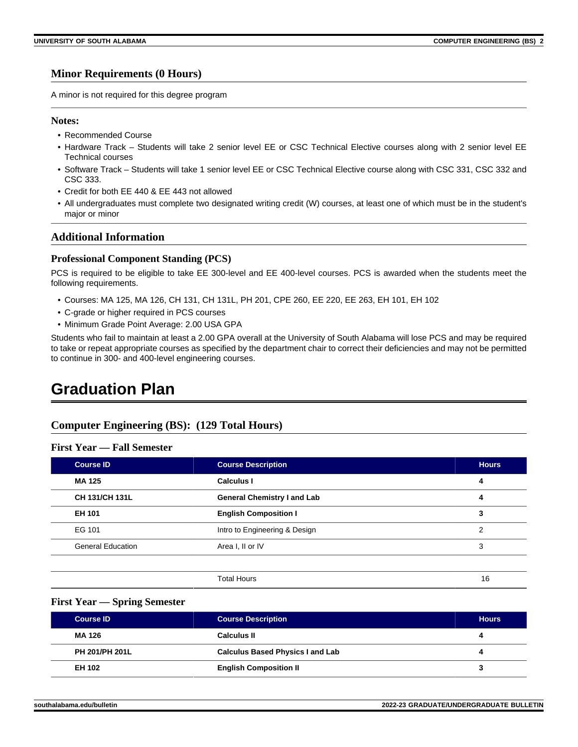## Minor Requirements (0 Hours)

A minor is not required for this degree program

### Notes:

- Recommended Course
- Hardware Track – Students will take 2 senior level EE or CSC Technical Elective courses along with 2 senior level EE Technical courses
- Software Track – Students will take 1 senior level EE or CSC Technical Elective course along with CSC 331, CSC 332 and CSC 333.
- Credit for both EE 440 & EE 443 not allowed
- All undergraduates must complete two designated writing credit (W) courses, at least one of which must be in the student's major or minor

## Additional Information

### Professional Component Standing (PCS)

PCS is required to be eligible to take EE 300-level and EE 400-level courses. PCS is awarded when the students meet the following requirements.

- Courses: MA 125, MA 126, CH 131, CH 131L, PH 201, CPE 260, EE 220, EE 263, EH 101, EH 102
- C-grade or higher required in PCS courses
- Minimum Grade Point Average: 2.00 USA GPA

Students who fail to maintain at least a 2.00 GPA overall at the University of South Alabama will lose PCS and may be required to take or repeat appropriate courses as specified by the department chair to correct their deficiencies and may not be permitted to continue in 300- and 400-level engineering courses.

# Graduation Plan

## Computer Engineering (BS): (129 Total Hours)

### First Year — Fall Semester

| Course ID | Course Description | Hours |
|---|---|---|
| **MA 125** | **Calculus I** | **4** |
| **CH 131/CH 131L** | **General Chemistry I and Lab** | **4** |
| **EH 101** | **English Composition I** | **3** |
| EG 101 | Intro to Engineering & Design | 2 |
| General Education | Area I, II or IV | 3 |
| | | |
| | Total Hours | 16 |

### First Year — Spring Semester

| Course ID | Course Description | Hours |
|---|---|---|
| **MA 126** | **Calculus II** | **4** |
| **PH 201/PH 201L** | **Calculus Based Physics I and Lab** | **4** |
| **EH 102** | **English Composition II** | **3** |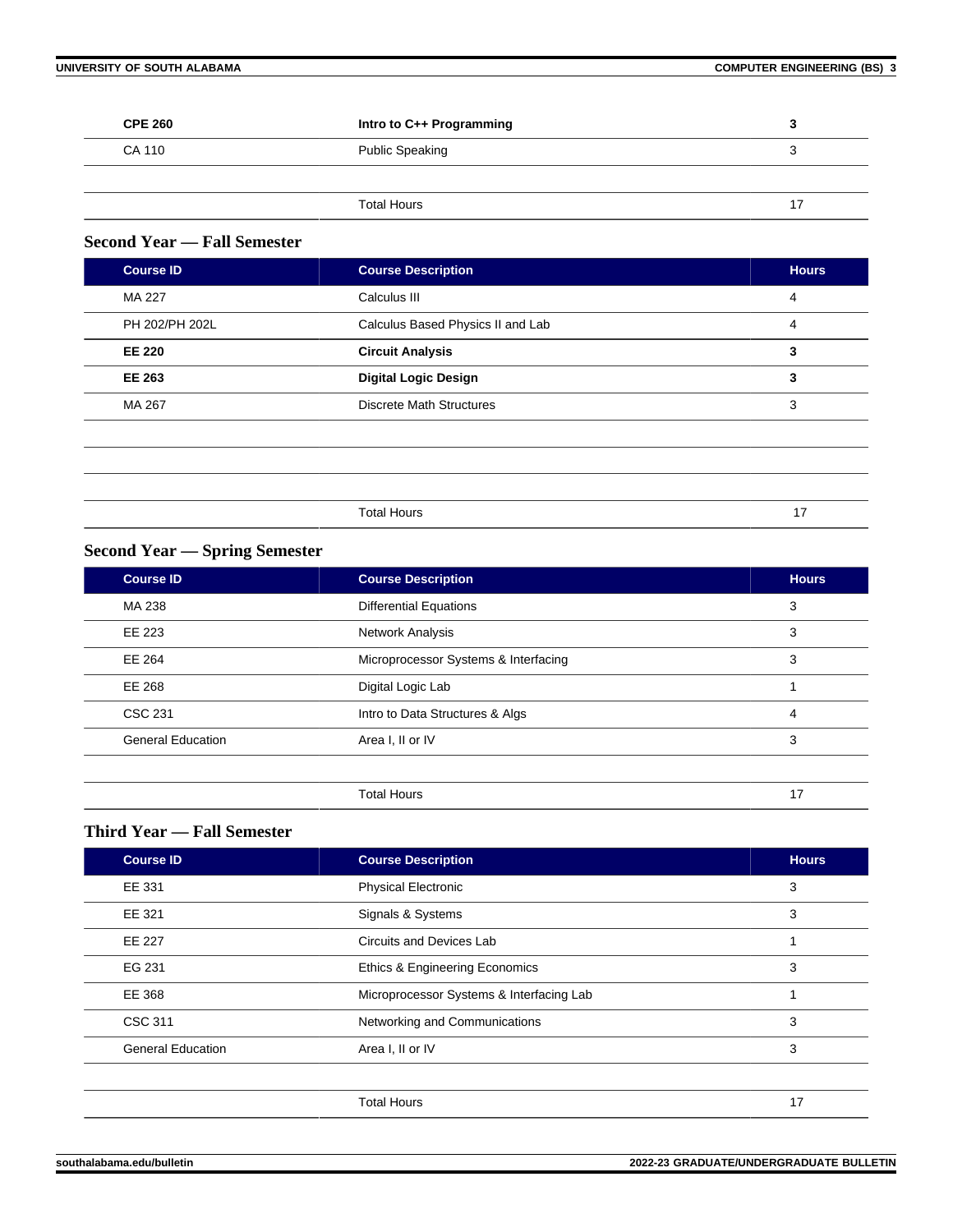| | | |
|---|---|---|
| **CPE 260** | **Intro to C++ Programming** | **3** |
| CA 110 | Public Speaking | 3 |
| | | |
| | Total Hours | 17 |

### Second Year — Fall Semester

| Course ID | Course Description | Hours |
|---|---|---|
| MA 227 | Calculus III | 4 |
| PH 202/PH 202L | Calculus Based Physics II and Lab | 4 |
| **EE 220** | **Circuit Analysis** | **3** |
| **EE 263** | **Digital Logic Design** | **3** |
| MA 267 | Discrete Math Structures | 3 |
| | | |
| | | |
| | | |
| | Total Hours | 17 |

### Second Year — Spring Semester

| Course ID | Course Description | Hours |
|---|---|---|
| MA 238 | Differential Equations | 3 |
| EE 223 | Network Analysis | 3 |
| EE 264 | Microprocessor Systems & Interfacing | 3 |
| EE 268 | Digital Logic Lab | 1 |
| CSC 231 | Intro to Data Structures & Algs | 4 |
| General Education | Area I, II or IV | 3 |
| | | |
| | Total Hours | 17 |

### Third Year — Fall Semester

| Course ID | Course Description | Hours |
|---|---|---|
| EE 331 | Physical Electronic | 3 |
| EE 321 | Signals & Systems | 3 |
| EE 227 | Circuits and Devices Lab | 1 |
| EG 231 | Ethics & Engineering Economics | 3 |
| EE 368 | Microprocessor Systems & Interfacing Lab | 1 |
| CSC 311 | Networking and Communications | 3 |
| General Education | Area I, II or IV | 3 |
| | | |
| | Total Hours | 17 |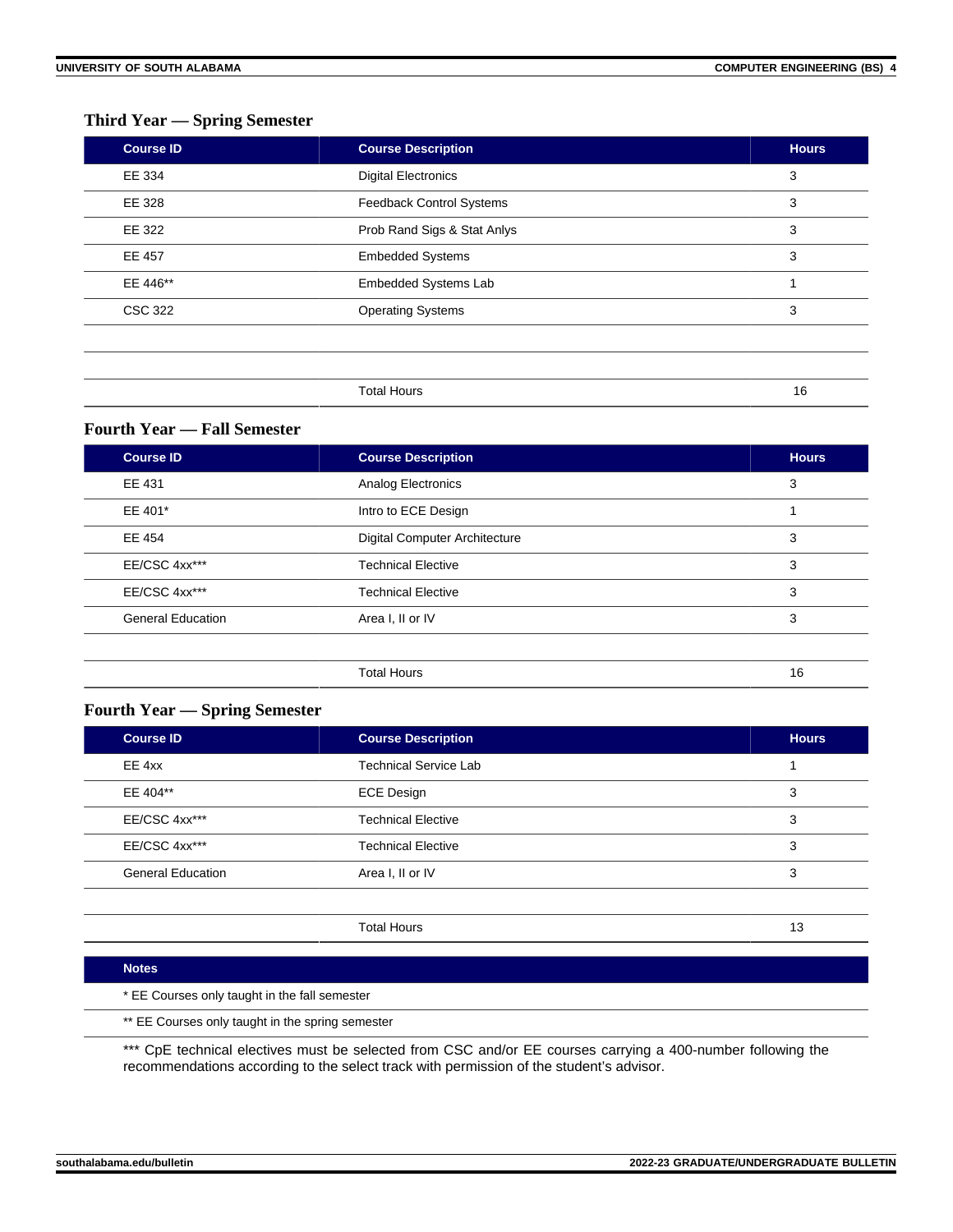### Third Year — Spring Semester

| Course ID | Course Description | Hours |
|---|---|---|
| EE 334 | Digital Electronics | 3 |
| EE 328 | Feedback Control Systems | 3 |
| EE 322 | Prob Rand Sigs & Stat Anlys | 3 |
| EE 457 | Embedded Systems | 3 |
| EE 446** | Embedded Systems Lab | 1 |
| CSC 322 | Operating Systems | 3 |
| | | |
| | | |
| | Total Hours | 16 |

### Fourth Year — Fall Semester

| Course ID | Course Description | Hours |
|---|---|---|
| EE 431 | Analog Electronics | 3 |
| EE 401* | Intro to ECE Design | 1 |
| EE 454 | Digital Computer Architecture | 3 |
| EE/CSC 4xx*** | Technical Elective | 3 |
| EE/CSC 4xx*** | Technical Elective | 3 |
| General Education | Area I, II or IV | 3 |
| | | |
| | Total Hours | 16 |

### Fourth Year — Spring Semester

| Course ID | Course Description | Hours |
|---|---|---|
| EE 4xx | Technical Service Lab | 1 |
| EE 404** | ECE Design | 3 |
| EE/CSC 4xx*** | Technical Elective | 3 |
| EE/CSC 4xx*** | Technical Elective | 3 |
| General Education | Area I, II or IV | 3 |
| | | |
| | Total Hours | 13 |

| Notes |
|---|
| * EE Courses only taught in the fall semester |
| ** EE Courses only taught in the spring semester |
| *** CpE technical electives must be selected from CSC and/or EE courses carrying a 400-number following the recommendations according to the select track with permission of the student's advisor. |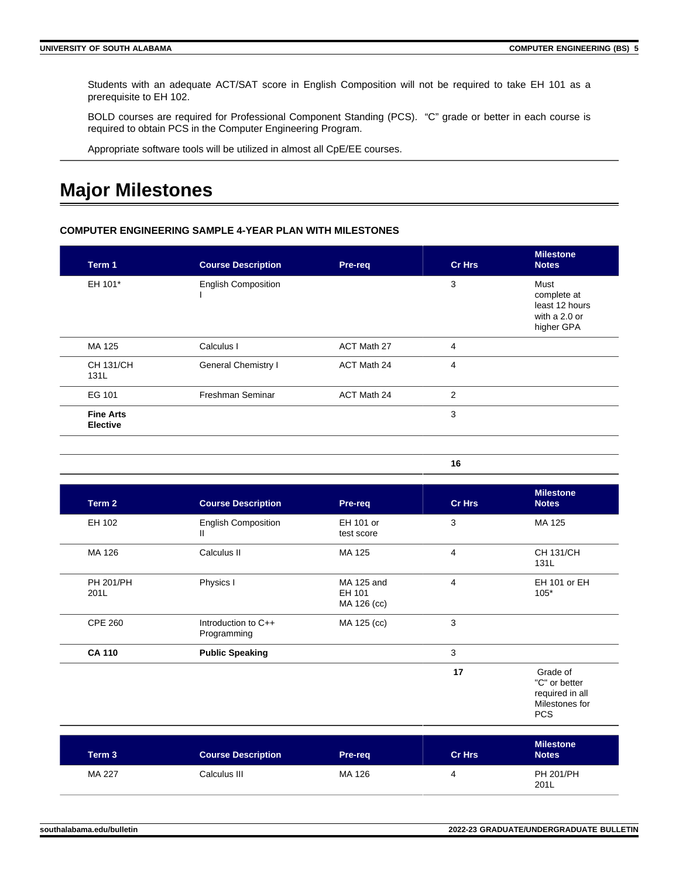Students with an adequate ACT/SAT score in English Composition will not be required to take EH 101 as a prerequisite to EH 102.

BOLD courses are required for Professional Component Standing (PCS). "C" grade or better in each course is required to obtain PCS in the Computer Engineering Program.

Appropriate software tools will be utilized in almost all CpE/EE courses.

# Major Milestones

### COMPUTER ENGINEERING SAMPLE 4-YEAR PLAN WITH MILESTONES

| Term 1 | Course Description | Pre-req | Cr Hrs | Milestone Notes |
|---|---|---|---|---|
| EH 101* | English Composition I | | 3 | Must complete at least 12 hours with a 2.0 or higher GPA |
| MA 125 | Calculus I | ACT Math 27 | 4 | |
| CH 131/CH 131L | General Chemistry I | ACT Math 24 | 4 | |
| EG 101 | Freshman Seminar | ACT Math 24 | 2 | |
| **Fine Arts Elective** | | | 3 | |
| | | | | |
| | | | **16** | |

| Term 2 | Course Description | Pre-req | Cr Hrs | Milestone Notes |
|---|---|---|---|---|
| EH 102 | English Composition II | EH 101 or test score | 3 | MA 125 |
| MA 126 | Calculus II | MA 125 | 4 | CH 131/CH 131L |
| PH 201/PH 201L | Physics I | MA 125 and EH 101 MA 126 (cc) | 4 | EH 101 or EH 105* |
| CPE 260 | Introduction to C++ Programming | MA 125 (cc) | 3 | |
| **CA 110** | **Public Speaking** | | 3 | |
| | | | **17** | Grade of "C" or better required in all Milestones for PCS |

| Term 3 | Course Description | Pre-req | Cr Hrs | Milestone Notes |
|---|---|---|---|---|
| MA 227 | Calculus III | MA 126 | 4 | PH 201/PH 201L |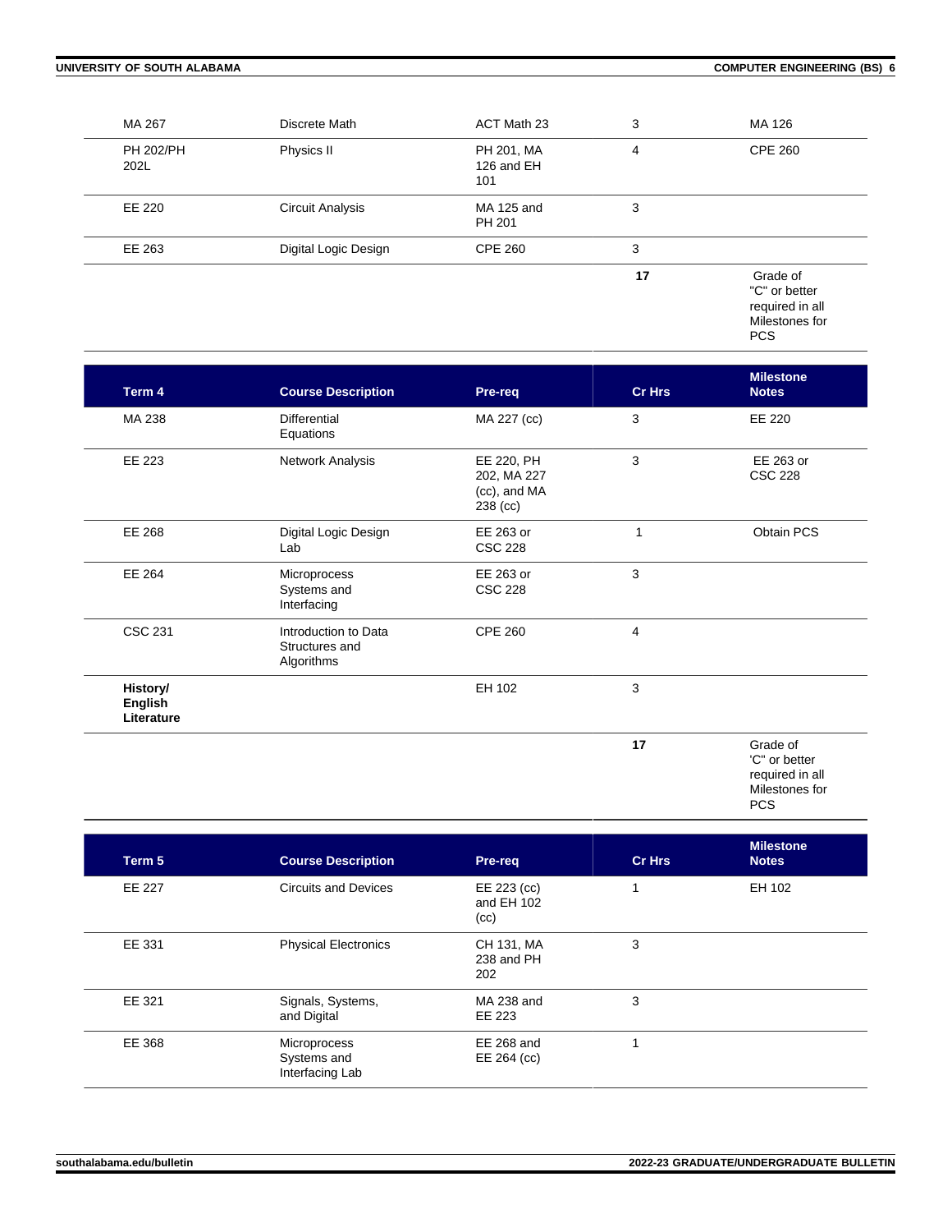| | | | | |
|---|---|---|---|---|
| MA 267 | Discrete Math | ACT Math 23 | 3 | MA 126 |
| PH 202/PH 202L | Physics II | PH 201, MA 126 and EH 101 | 4 | CPE 260 |
| EE 220 | Circuit Analysis | MA 125 and PH 201 | 3 | |
| EE 263 | Digital Logic Design | CPE 260 | 3 | |
| | | | **17** | Grade of "C" or better required in all Milestones for PCS |

| Term 4 | Course Description | Pre-req | Cr Hrs | Milestone Notes |
|---|---|---|---|---|
| MA 238 | Differential Equations | MA 227 (cc) | 3 | EE 220 |
| EE 223 | Network Analysis | EE 220, PH 202, MA 227 (cc), and MA 238 (cc) | 3 | EE 263 or CSC 228 |
| EE 268 | Digital Logic Design Lab | EE 263 or CSC 228 | 1 | Obtain PCS |
| EE 264 | Microprocess Systems and Interfacing | EE 263 or CSC 228 | 3 | |
| CSC 231 | Introduction to Data Structures and Algorithms | CPE 260 | 4 | |
| **History/ English Literature** | | EH 102 | 3 | |
| | | | **17** | Grade of 'C" or better required in all Milestones for PCS |

| Term 5 | Course Description | Pre-req | Cr Hrs | Milestone Notes |
|---|---|---|---|---|
| EE 227 | Circuits and Devices | EE 223 (cc) and EH 102 (cc) | 1 | EH 102 |
| EE 331 | Physical Electronics | CH 131, MA 238 and PH 202 | 3 | |
| EE 321 | Signals, Systems, and Digital | MA 238 and EE 223 | 3 | |
| EE 368 | Microprocess Systems and Interfacing Lab | EE 268 and EE 264 (cc) | 1 | |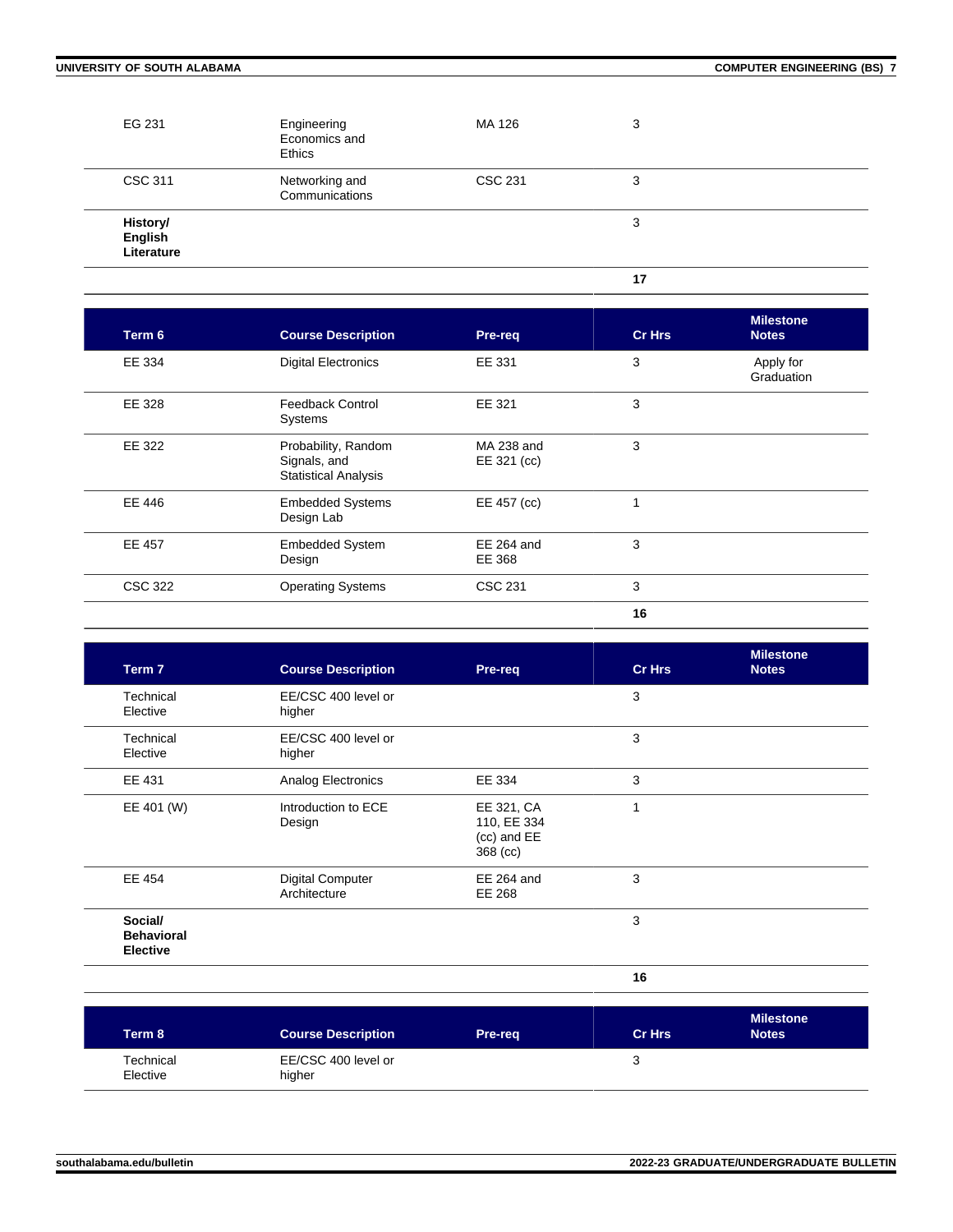| | | | | |
|---|---|---|---|---|
| EG 231 | Engineering Economics and Ethics | MA 126 | 3 | |
| CSC 311 | Networking and Communications | CSC 231 | 3 | |
| **History/ English Literature** | | | 3 | |
| | | | **17** | |

| Term 6 | Course Description | Pre-req | Cr Hrs | Milestone Notes |
|---|---|---|---|---|
| EE 334 | Digital Electronics | EE 331 | 3 | Apply for Graduation |
| EE 328 | Feedback Control Systems | EE 321 | 3 | |
| EE 322 | Probability, Random Signals, and Statistical Analysis | MA 238 and EE 321 (cc) | 3 | |
| EE 446 | Embedded Systems Design Lab | EE 457 (cc) | 1 | |
| EE 457 | Embedded System Design | EE 264 and EE 368 | 3 | |
| CSC 322 | Operating Systems | CSC 231 | 3 | |
| | | | **16** | |

| Term 7 | Course Description | Pre-req | Cr Hrs | Milestone Notes |
|---|---|---|---|---|
| Technical Elective | EE/CSC 400 level or higher | | 3 | |
| Technical Elective | EE/CSC 400 level or higher | | 3 | |
| EE 431 | Analog Electronics | EE 334 | 3 | |
| EE 401 (W) | Introduction to ECE Design | EE 321, CA 110, EE 334 (cc) and EE 368 (cc) | 1 | |
| EE 454 | Digital Computer Architecture | EE 264 and EE 268 | 3 | |
| **Social/ Behavioral Elective** | | | 3 | |
| | | | **16** | |

| Term 8 | Course Description | Pre-req | Cr Hrs | Milestone Notes |
|---|---|---|---|---|
| Technical Elective | EE/CSC 400 level or higher | | 3 | |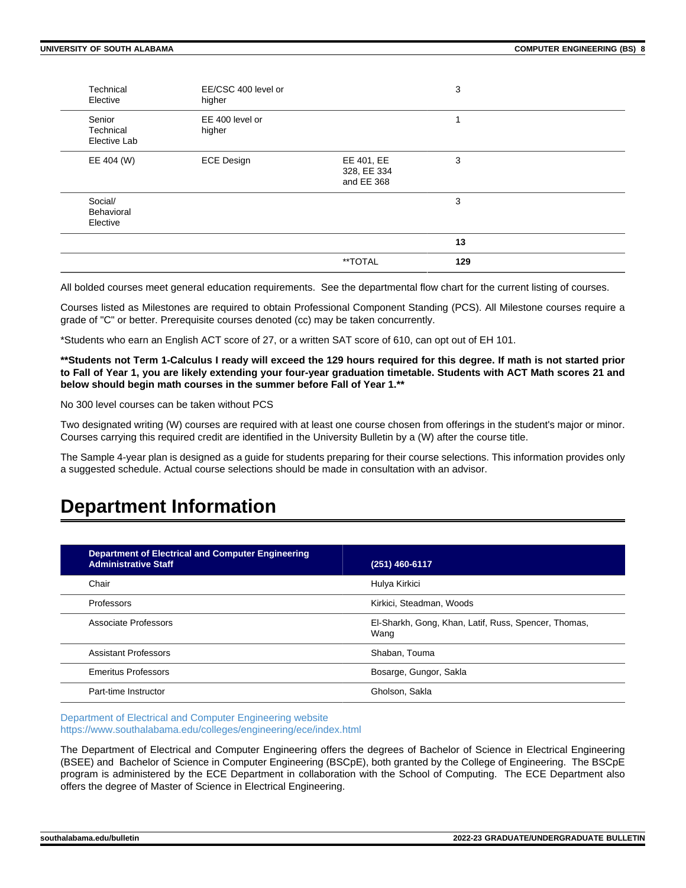| | | | |
|---|---|---|---|
| Technical Elective | EE/CSC 400 level or higher | | 3 |
| Senior Technical Elective Lab | EE 400 level or higher | | 1 |
| EE 404 (W) | ECE Design | EE 401, EE 328, EE 334 and EE 368 | 3 |
| Social/ Behavioral Elective | | | 3 |
| | | | **13** |
| | | **TOTAL | **129** |

All bolded courses meet general education requirements. See the departmental flow chart for the current listing of courses.

Courses listed as Milestones are required to obtain Professional Component Standing (PCS). All Milestone courses require a grade of "C" or better. Prerequisite courses denoted (cc) may be taken concurrently.

*Students who earn an English ACT score of 27, or a written SAT score of 610, can opt out of EH 101.

****Students not Term 1-Calculus I ready will exceed the 129 hours required for this degree. If math is not started prior to Fall of Year 1, you are likely extending your four-year graduation timetable. Students with ACT Math scores 21 and below should begin math courses in the summer before Fall of Year 1.****

No 300 level courses can be taken without PCS

Two designated writing (W) courses are required with at least one course chosen from offerings in the student's major or minor. Courses carrying this required credit are identified in the University Bulletin by a (W) after the course title.

The Sample 4-year plan is designed as a guide for students preparing for their course selections. This information provides only a suggested schedule. Actual course selections should be made in consultation with an advisor.

# Department Information

| Department of Electrical and Computer Engineering Administrative Staff | (251) 460-6117 |
|---|---|
| Chair | Hulya Kirkici |
| Professors | Kirkici, Steadman, Woods |
| Associate Professors | El-Sharkh, Gong, Khan, Latif, Russ, Spencer, Thomas, Wang |
| Assistant Professors | Shaban, Touma |
| Emeritus Professors | Bosarge, Gungor, Sakla |
| Part-time Instructor | Gholson, Sakla |

Department of Electrical and Computer Engineering website
https://www.southalabama.edu/colleges/engineering/ece/index.html

The Department of Electrical and Computer Engineering offers the degrees of Bachelor of Science in Electrical Engineering (BSEE) and Bachelor of Science in Computer Engineering (BSCpE), both granted by the College of Engineering. The BSCpE program is administered by the ECE Department in collaboration with the School of Computing. The ECE Department also offers the degree of Master of Science in Electrical Engineering.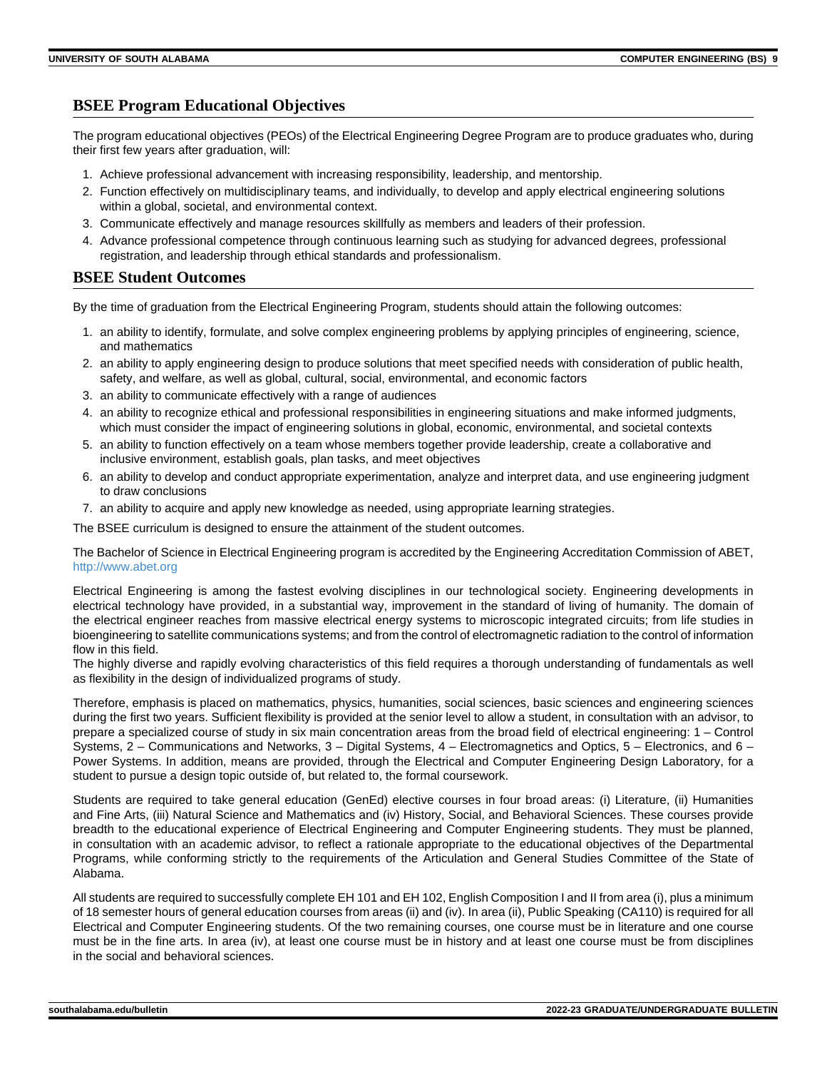## BSEE Program Educational Objectives

The program educational objectives (PEOs) of the Electrical Engineering Degree Program are to produce graduates who, during their first few years after graduation, will:

1. Achieve professional advancement with increasing responsibility, leadership, and mentorship.
2. Function effectively on multidisciplinary teams, and individually, to develop and apply electrical engineering solutions within a global, societal, and environmental context.
3. Communicate effectively and manage resources skillfully as members and leaders of their profession.
4. Advance professional competence through continuous learning such as studying for advanced degrees, professional registration, and leadership through ethical standards and professionalism.

## BSEE Student Outcomes

By the time of graduation from the Electrical Engineering Program, students should attain the following outcomes:

1. an ability to identify, formulate, and solve complex engineering problems by applying principles of engineering, science, and mathematics
2. an ability to apply engineering design to produce solutions that meet specified needs with consideration of public health, safety, and welfare, as well as global, cultural, social, environmental, and economic factors
3. an ability to communicate effectively with a range of audiences
4. an ability to recognize ethical and professional responsibilities in engineering situations and make informed judgments, which must consider the impact of engineering solutions in global, economic, environmental, and societal contexts
5. an ability to function effectively on a team whose members together provide leadership, create a collaborative and inclusive environment, establish goals, plan tasks, and meet objectives
6. an ability to develop and conduct appropriate experimentation, analyze and interpret data, and use engineering judgment to draw conclusions
7. an ability to acquire and apply new knowledge as needed, using appropriate learning strategies.

The BSEE curriculum is designed to ensure the attainment of the student outcomes.

The Bachelor of Science in Electrical Engineering program is accredited by the Engineering Accreditation Commission of ABET, http://www.abet.org

Electrical Engineering is among the fastest evolving disciplines in our technological society. Engineering developments in electrical technology have provided, in a substantial way, improvement in the standard of living of humanity. The domain of the electrical engineer reaches from massive electrical energy systems to microscopic integrated circuits; from life studies in bioengineering to satellite communications systems; and from the control of electromagnetic radiation to the control of information flow in this field.

The highly diverse and rapidly evolving characteristics of this field requires a thorough understanding of fundamentals as well as flexibility in the design of individualized programs of study.

Therefore, emphasis is placed on mathematics, physics, humanities, social sciences, basic sciences and engineering sciences during the first two years. Sufficient flexibility is provided at the senior level to allow a student, in consultation with an advisor, to prepare a specialized course of study in six main concentration areas from the broad field of electrical engineering: 1 – Control Systems, 2 – Communications and Networks, 3 – Digital Systems, 4 – Electromagnetics and Optics, 5 – Electronics, and 6 – Power Systems. In addition, means are provided, through the Electrical and Computer Engineering Design Laboratory, for a student to pursue a design topic outside of, but related to, the formal coursework.

Students are required to take general education (GenEd) elective courses in four broad areas: (i) Literature, (ii) Humanities and Fine Arts, (iii) Natural Science and Mathematics and (iv) History, Social, and Behavioral Sciences. These courses provide breadth to the educational experience of Electrical Engineering and Computer Engineering students. They must be planned, in consultation with an academic advisor, to reflect a rationale appropriate to the educational objectives of the Departmental Programs, while conforming strictly to the requirements of the Articulation and General Studies Committee of the State of Alabama.

All students are required to successfully complete EH 101 and EH 102, English Composition I and II from area (i), plus a minimum of 18 semester hours of general education courses from areas (ii) and (iv). In area (ii), Public Speaking (CA110) is required for all Electrical and Computer Engineering students. Of the two remaining courses, one course must be in literature and one course must be in the fine arts. In area (iv), at least one course must be in history and at least one course must be from disciplines in the social and behavioral sciences.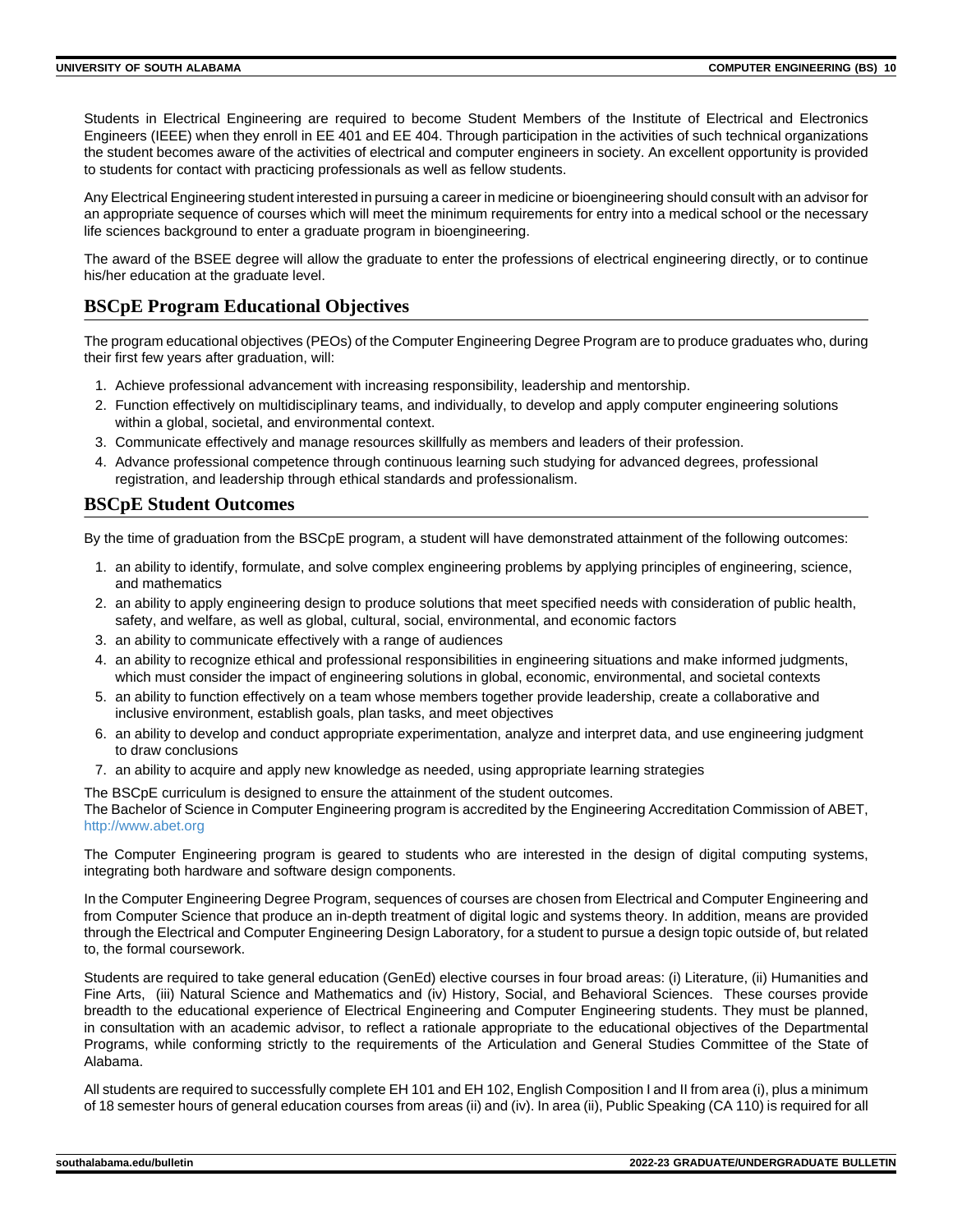Students in Electrical Engineering are required to become Student Members of the Institute of Electrical and Electronics Engineers (IEEE) when they enroll in EE 401 and EE 404. Through participation in the activities of such technical organizations the student becomes aware of the activities of electrical and computer engineers in society. An excellent opportunity is provided to students for contact with practicing professionals as well as fellow students.

Any Electrical Engineering student interested in pursuing a career in medicine or bioengineering should consult with an advisor for an appropriate sequence of courses which will meet the minimum requirements for entry into a medical school or the necessary life sciences background to enter a graduate program in bioengineering.

The award of the BSEE degree will allow the graduate to enter the professions of electrical engineering directly, or to continue his/her education at the graduate level.

## BSCpE Program Educational Objectives

The program educational objectives (PEOs) of the Computer Engineering Degree Program are to produce graduates who, during their first few years after graduation, will:

1. Achieve professional advancement with increasing responsibility, leadership and mentorship.
2. Function effectively on multidisciplinary teams, and individually, to develop and apply computer engineering solutions within a global, societal, and environmental context.
3. Communicate effectively and manage resources skillfully as members and leaders of their profession.
4. Advance professional competence through continuous learning such studying for advanced degrees, professional registration, and leadership through ethical standards and professionalism.

## BSCpE Student Outcomes

By the time of graduation from the BSCpE program, a student will have demonstrated attainment of the following outcomes:

1. an ability to identify, formulate, and solve complex engineering problems by applying principles of engineering, science, and mathematics
2. an ability to apply engineering design to produce solutions that meet specified needs with consideration of public health, safety, and welfare, as well as global, cultural, social, environmental, and economic factors
3. an ability to communicate effectively with a range of audiences
4. an ability to recognize ethical and professional responsibilities in engineering situations and make informed judgments, which must consider the impact of engineering solutions in global, economic, environmental, and societal contexts
5. an ability to function effectively on a team whose members together provide leadership, create a collaborative and inclusive environment, establish goals, plan tasks, and meet objectives
6. an ability to develop and conduct appropriate experimentation, analyze and interpret data, and use engineering judgment to draw conclusions
7. an ability to acquire and apply new knowledge as needed, using appropriate learning strategies

The BSCpE curriculum is designed to ensure the attainment of the student outcomes.
The Bachelor of Science in Computer Engineering program is accredited by the Engineering Accreditation Commission of ABET, http://www.abet.org

The Computer Engineering program is geared to students who are interested in the design of digital computing systems, integrating both hardware and software design components.

In the Computer Engineering Degree Program, sequences of courses are chosen from Electrical and Computer Engineering and from Computer Science that produce an in-depth treatment of digital logic and systems theory. In addition, means are provided through the Electrical and Computer Engineering Design Laboratory, for a student to pursue a design topic outside of, but related to, the formal coursework.

Students are required to take general education (GenEd) elective courses in four broad areas: (i) Literature, (ii) Humanities and Fine Arts, (iii) Natural Science and Mathematics and (iv) History, Social, and Behavioral Sciences. These courses provide breadth to the educational experience of Electrical Engineering and Computer Engineering students. They must be planned, in consultation with an academic advisor, to reflect a rationale appropriate to the educational objectives of the Departmental Programs, while conforming strictly to the requirements of the Articulation and General Studies Committee of the State of Alabama.

All students are required to successfully complete EH 101 and EH 102, English Composition I and II from area (i), plus a minimum of 18 semester hours of general education courses from areas (ii) and (iv). In area (ii), Public Speaking (CA 110) is required for all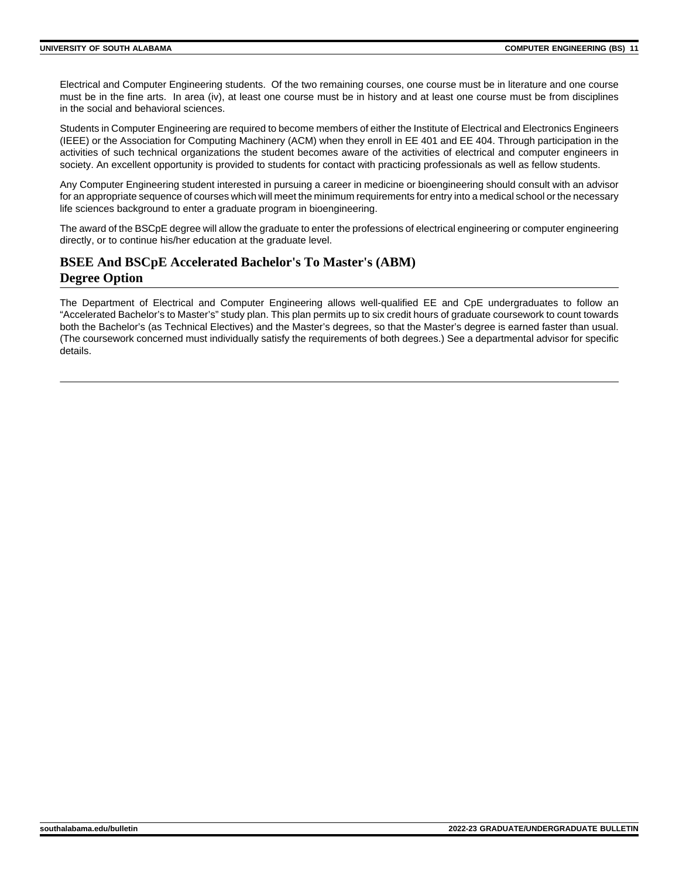Electrical and Computer Engineering students.  Of the two remaining courses, one course must be in literature and one course must be in the fine arts.  In area (iv), at least one course must be in history and at least one course must be from disciplines in the social and behavioral sciences.

Students in Computer Engineering are required to become members of either the Institute of Electrical and Electronics Engineers (IEEE) or the Association for Computing Machinery (ACM) when they enroll in EE 401 and EE 404. Through participation in the activities of such technical organizations the student becomes aware of the activities of electrical and computer engineers in society. An excellent opportunity is provided to students for contact with practicing professionals as well as fellow students.

Any Computer Engineering student interested in pursuing a career in medicine or bioengineering should consult with an advisor for an appropriate sequence of courses which will meet the minimum requirements for entry into a medical school or the necessary life sciences background to enter a graduate program in bioengineering.

The award of the BSCpE degree will allow the graduate to enter the professions of electrical engineering or computer engineering directly, or to continue his/her education at the graduate level.

## BSEE And BSCpE Accelerated Bachelor's To Master's (ABM) Degree Option

The Department of Electrical and Computer Engineering allows well-qualified EE and CpE undergraduates to follow an “Accelerated Bachelor’s to Master’s” study plan. This plan permits up to six credit hours of graduate coursework to count towards both the Bachelor’s (as Technical Electives) and the Master’s degrees, so that the Master’s degree is earned faster than usual. (The coursework concerned must individually satisfy the requirements of both degrees.) See a departmental advisor for specific details.